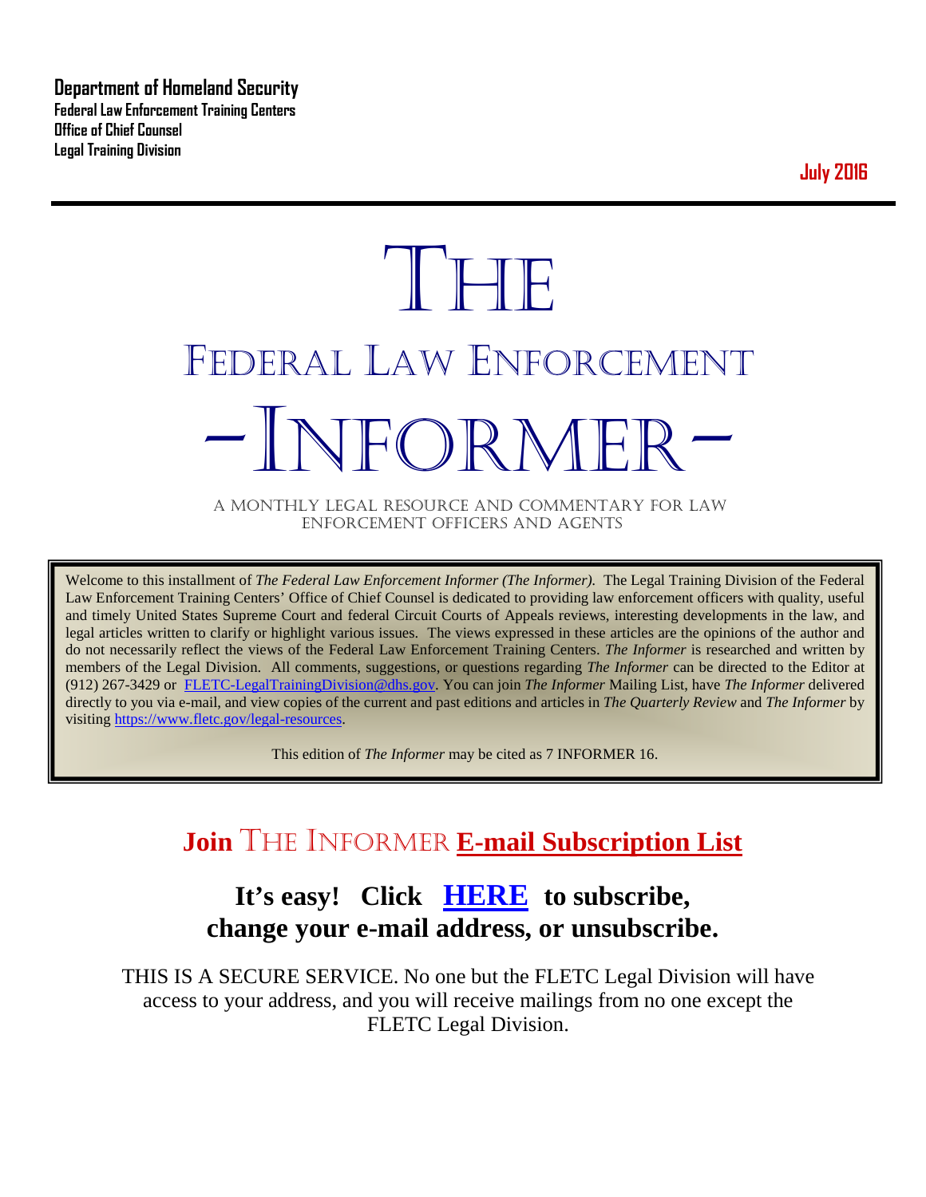**Department of Homeland Security**
**Federal Law Enforcement Training Centers**
**Office of Chief Counsel**
**Legal Training Division**

**July 2016**

# THE

# FEDERAL LAW ENFORCEMENT

# -INFORMER-

A MONTHLY LEGAL RESOURCE AND COMMENTARY FOR LAW ENFORCEMENT OFFICERS AND AGENTS

Welcome to this installment of *The Federal Law Enforcement Informer (The Informer).* The Legal Training Division of the Federal Law Enforcement Training Centers' Office of Chief Counsel is dedicated to providing law enforcement officers with quality, useful and timely United States Supreme Court and federal Circuit Courts of Appeals reviews, interesting developments in the law, and legal articles written to clarify or highlight various issues. The views expressed in these articles are the opinions of the author and do not necessarily reflect the views of the Federal Law Enforcement Training Centers. *The Informer* is researched and written by members of the Legal Division. All comments, suggestions, or questions regarding *The Informer* can be directed to the Editor at (912) 267-3429 or FLETC-LegalTrainingDivision@dhs.gov. You can join *The Informer* Mailing List, have *The Informer* delivered directly to you via e-mail, and view copies of the current and past editions and articles in *The Quarterly Review* and *The Informer* by visiting https://www.fletc.gov/legal-resources.

This edition of *The Informer* may be cited as 7 INFORMER 16.

## Join THE INFORMER E-mail Subscription List

### It's easy! Click HERE to subscribe, change your e-mail address, or unsubscribe.

THIS IS A SECURE SERVICE. No one but the FLETC Legal Division will have access to your address, and you will receive mailings from no one except the FLETC Legal Division.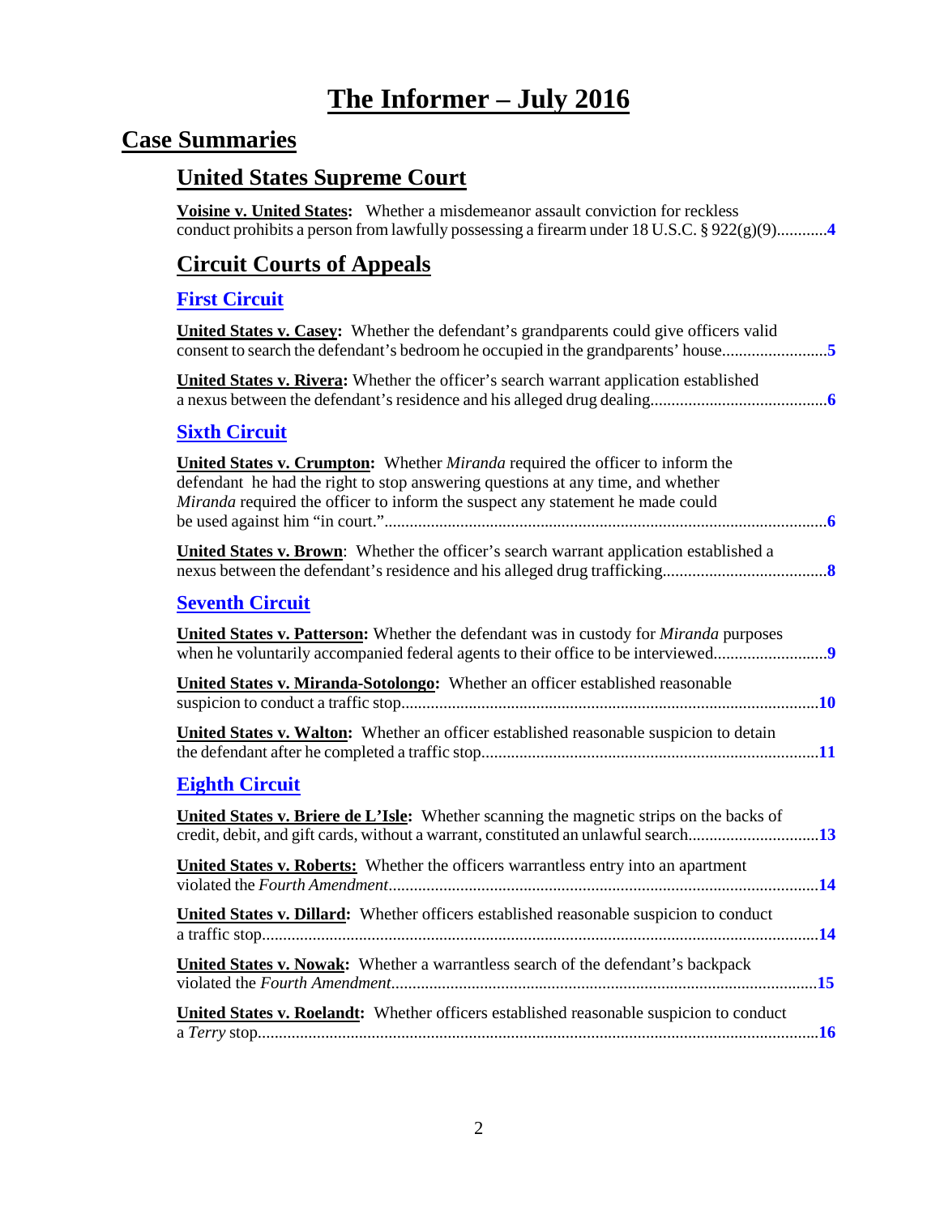# The Informer – July 2016

## Case Summaries

### United States Supreme Court

**Voisine v. United States:** Whether a misdemeanor assault conviction for reckless conduct prohibits a person from lawfully possessing a firearm under 18 U.S.C. § 922(g)(9)............4

### Circuit Courts of Appeals

#### First Circuit

**United States v. Casey:** Whether the defendant's grandparents could give officers valid consent to search the defendant's bedroom he occupied in the grandparents' house.........................5

**United States v. Rivera:** Whether the officer's search warrant application established a nexus between the defendant's residence and his alleged drug dealing..........................................6

#### Sixth Circuit

**United States v. Crumpton:** Whether *Miranda* required the officer to inform the defendant he had the right to stop answering questions at any time, and whether *Miranda* required the officer to inform the suspect any statement he made could be used against him "in court."........................................................................................................6

**United States v. Brown:** Whether the officer's search warrant application established a nexus between the defendant's residence and his alleged drug trafficking.......................................8

#### Seventh Circuit

**United States v. Patterson:** Whether the defendant was in custody for *Miranda* purposes when he voluntarily accompanied federal agents to their office to be interviewed...........................9

**United States v. Miranda-Sotolongo:** Whether an officer established reasonable suspicion to conduct a traffic stop...................................................................................................10

**United States v. Walton:** Whether an officer established reasonable suspicion to detain the defendant after he completed a traffic stop................................................................................11

#### Eighth Circuit

**United States v. Briere de L'Isle:** Whether scanning the magnetic strips on the backs of credit, debit, and gift cards, without a warrant, constituted an unlawful search...............................13

**United States v. Roberts:** Whether the officers warrantless entry into an apartment violated the *Fourth Amendment*......................................................................................................14

**United States v. Dillard:** Whether officers established reasonable suspicion to conduct a traffic stop....................................................................................................................................14

**United States v. Nowak:** Whether a warrantless search of the defendant's backpack violated the *Fourth Amendment*.....................................................................................................15

**United States v. Roelandt:** Whether officers established reasonable suspicion to conduct a *Terry* stop.....................................................................................................................................16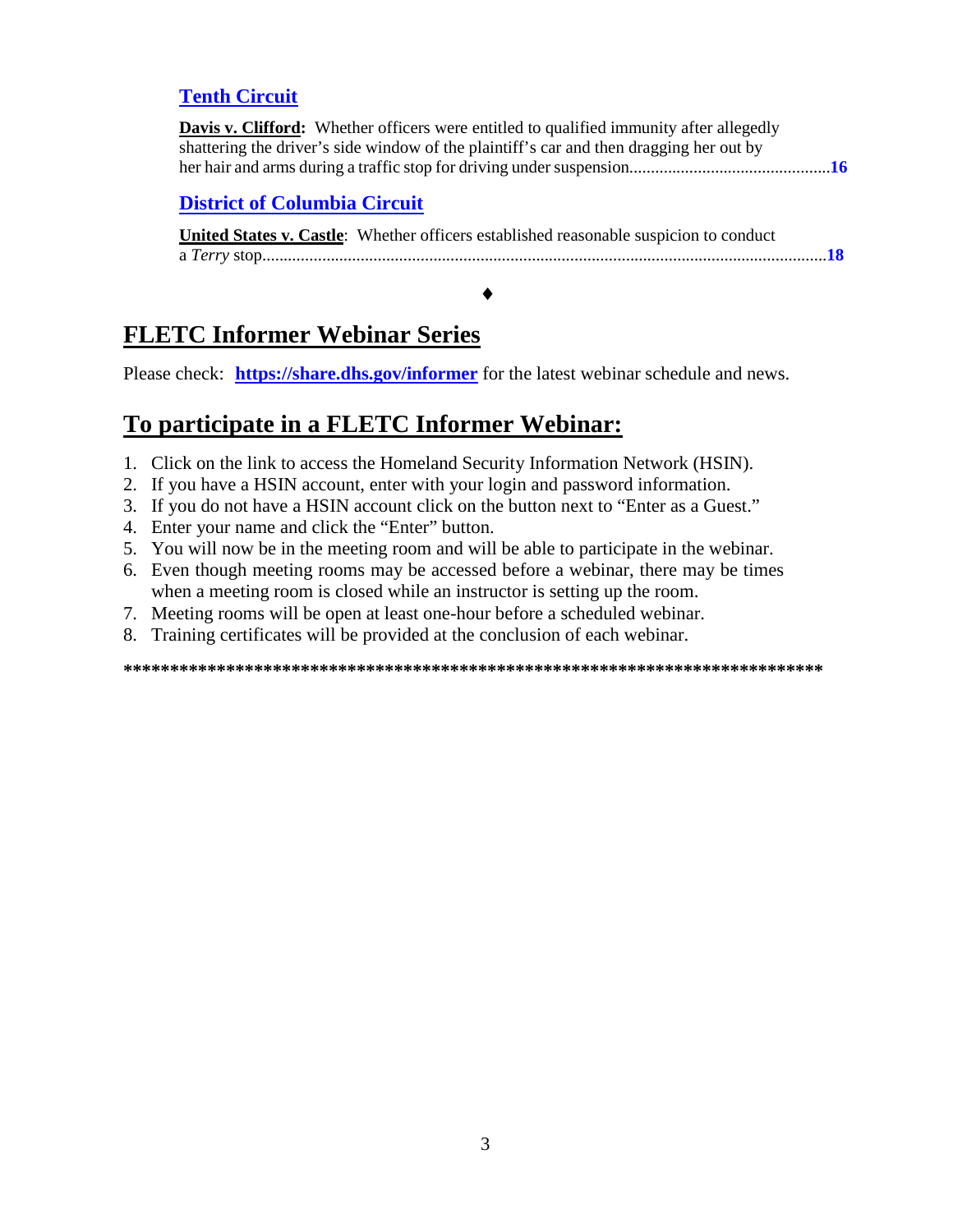### Tenth Circuit

**Davis v. Clifford:** Whether officers were entitled to qualified immunity after allegedly shattering the driver's side window of the plaintiff's car and then dragging her out by her hair and arms during a traffic stop for driving under suspension.............................................**16**

### District of Columbia Circuit

**United States v. Castle**: Whether officers established reasonable suspicion to conduct a *Terry* stop...................................................................................................................................**18**

♦

## FLETC Informer Webinar Series

Please check: **https://share.dhs.gov/informer** for the latest webinar schedule and news.

## To participate in a FLETC Informer Webinar:

1. Click on the link to access the Homeland Security Information Network (HSIN).
2. If you have a HSIN account, enter with your login and password information.
3. If you do not have a HSIN account click on the button next to "Enter as a Guest."
4. Enter your name and click the "Enter" button.
5. You will now be in the meeting room and will be able to participate in the webinar.
6. Even though meeting rooms may be accessed before a webinar, there may be times when a meeting room is closed while an instructor is setting up the room.
7. Meeting rooms will be open at least one-hour before a scheduled webinar.
8. Training certificates will be provided at the conclusion of each webinar.

******************************************************************************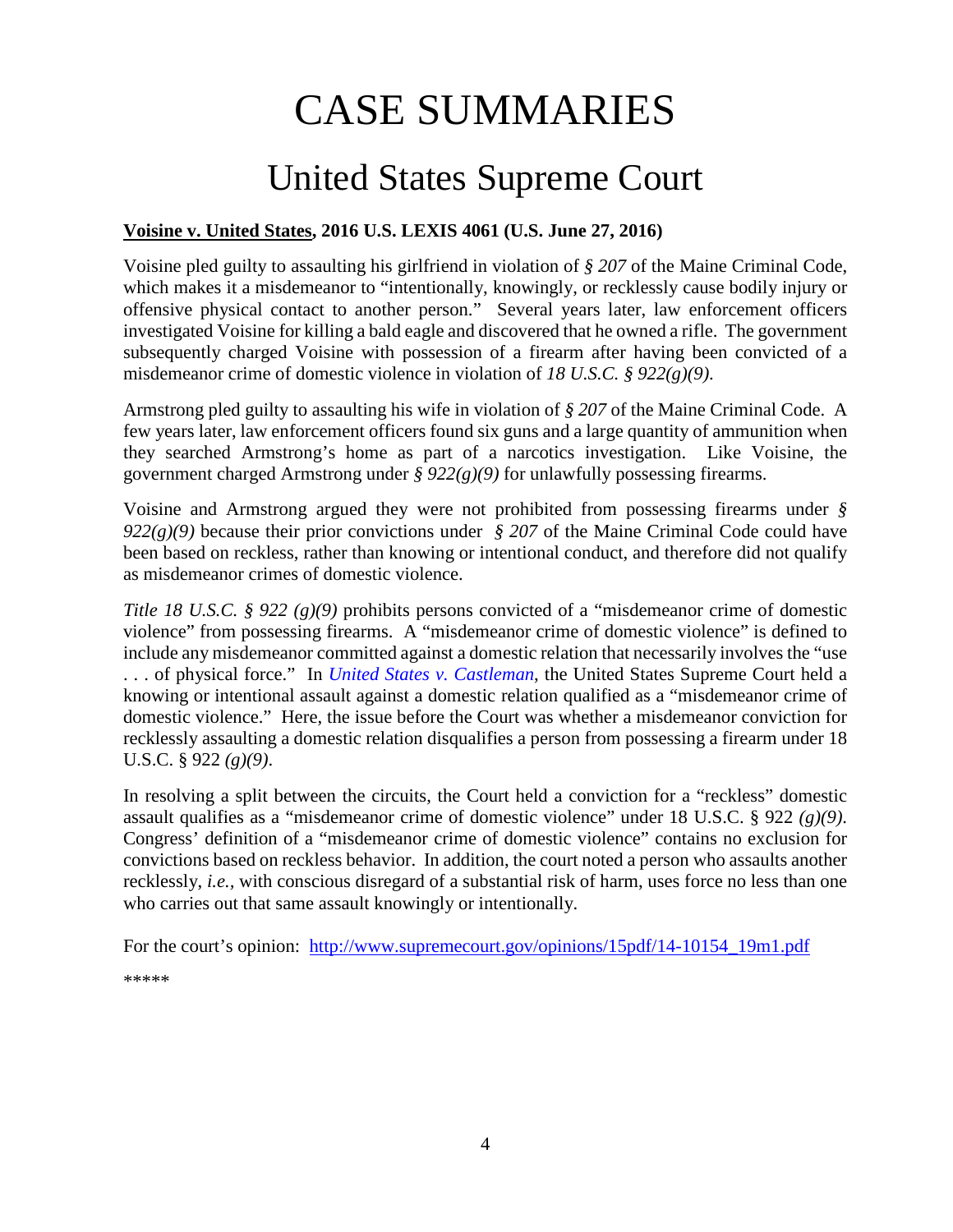# CASE SUMMARIES

## United States Supreme Court

**<u>Voisine v. United States</u>, 2016 U.S. LEXIS 4061 (U.S. June 27, 2016)**

Voisine pled guilty to assaulting his girlfriend in violation of *§ 207* of the Maine Criminal Code, which makes it a misdemeanor to "intentionally, knowingly, or recklessly cause bodily injury or offensive physical contact to another person." Several years later, law enforcement officers investigated Voisine for killing a bald eagle and discovered that he owned a rifle. The government subsequently charged Voisine with possession of a firearm after having been convicted of a misdemeanor crime of domestic violence in violation of *18 U.S.C. § 922(g)(9)*.

Armstrong pled guilty to assaulting his wife in violation of *§ 207* of the Maine Criminal Code. A few years later, law enforcement officers found six guns and a large quantity of ammunition when they searched Armstrong's home as part of a narcotics investigation. Like Voisine, the government charged Armstrong under *§ 922(g)(9)* for unlawfully possessing firearms.

Voisine and Armstrong argued they were not prohibited from possessing firearms under *§ 922(g)(9)* because their prior convictions under *§ 207* of the Maine Criminal Code could have been based on reckless, rather than knowing or intentional conduct, and therefore did not qualify as misdemeanor crimes of domestic violence.

*Title 18 U.S.C. § 922 (g)(9)* prohibits persons convicted of a "misdemeanor crime of domestic violence" from possessing firearms. A "misdemeanor crime of domestic violence" is defined to include any misdemeanor committed against a domestic relation that necessarily involves the "use . . . of physical force." In *United States v. Castleman*, the United States Supreme Court held a knowing or intentional assault against a domestic relation qualified as a "misdemeanor crime of domestic violence." Here, the issue before the Court was whether a misdemeanor conviction for recklessly assaulting a domestic relation disqualifies a person from possessing a firearm under 18 U.S.C. § 922 *(g)(9)*.

In resolving a split between the circuits, the Court held a conviction for a "reckless" domestic assault qualifies as a "misdemeanor crime of domestic violence" under 18 U.S.C. § 922 *(g)(9)*. Congress' definition of a "misdemeanor crime of domestic violence" contains no exclusion for convictions based on reckless behavior. In addition, the court noted a person who assaults another recklessly, *i.e.*, with conscious disregard of a substantial risk of harm, uses force no less than one who carries out that same assault knowingly or intentionally.

For the court's opinion: http://www.supremecourt.gov/opinions/15pdf/14-10154_19m1.pdf

*****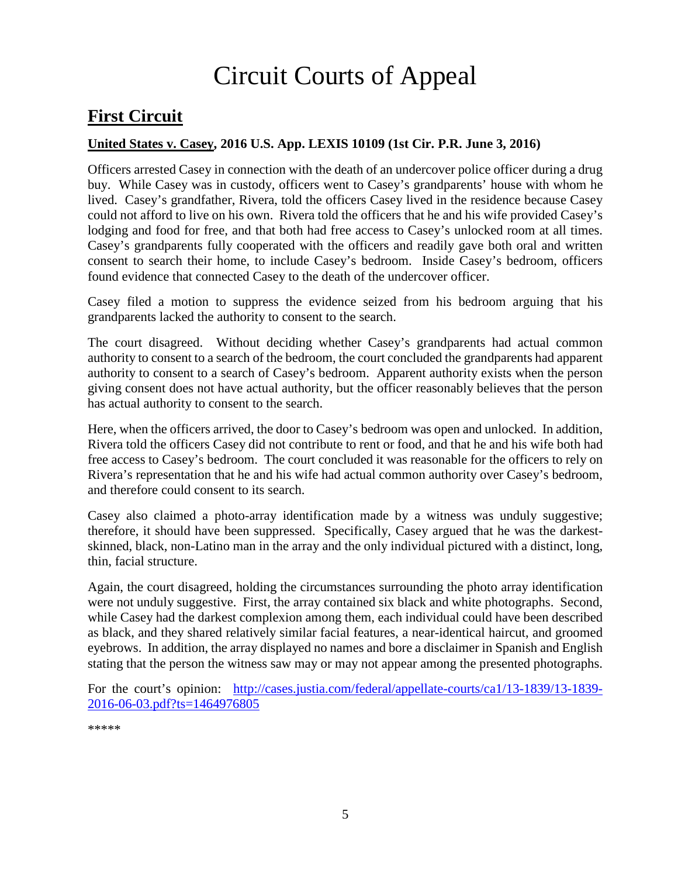# Circuit Courts of Appeal

## First Circuit

### United States v. Casey, 2016 U.S. App. LEXIS 10109 (1st Cir. P.R. June 3, 2016)

Officers arrested Casey in connection with the death of an undercover police officer during a drug buy. While Casey was in custody, officers went to Casey's grandparents' house with whom he lived. Casey's grandfather, Rivera, told the officers Casey lived in the residence because Casey could not afford to live on his own. Rivera told the officers that he and his wife provided Casey's lodging and food for free, and that both had free access to Casey's unlocked room at all times. Casey's grandparents fully cooperated with the officers and readily gave both oral and written consent to search their home, to include Casey's bedroom. Inside Casey's bedroom, officers found evidence that connected Casey to the death of the undercover officer.

Casey filed a motion to suppress the evidence seized from his bedroom arguing that his grandparents lacked the authority to consent to the search.

The court disagreed. Without deciding whether Casey's grandparents had actual common authority to consent to a search of the bedroom, the court concluded the grandparents had apparent authority to consent to a search of Casey's bedroom. Apparent authority exists when the person giving consent does not have actual authority, but the officer reasonably believes that the person has actual authority to consent to the search.

Here, when the officers arrived, the door to Casey's bedroom was open and unlocked. In addition, Rivera told the officers Casey did not contribute to rent or food, and that he and his wife both had free access to Casey's bedroom. The court concluded it was reasonable for the officers to rely on Rivera's representation that he and his wife had actual common authority over Casey's bedroom, and therefore could consent to its search.

Casey also claimed a photo-array identification made by a witness was unduly suggestive; therefore, it should have been suppressed. Specifically, Casey argued that he was the darkest-skinned, black, non-Latino man in the array and the only individual pictured with a distinct, long, thin, facial structure.

Again, the court disagreed, holding the circumstances surrounding the photo array identification were not unduly suggestive. First, the array contained six black and white photographs. Second, while Casey had the darkest complexion among them, each individual could have been described as black, and they shared relatively similar facial features, a near-identical haircut, and groomed eyebrows. In addition, the array displayed no names and bore a disclaimer in Spanish and English stating that the person the witness saw may or may not appear among the presented photographs.

For the court's opinion: [http://cases.justia.com/federal/appellate-courts/ca1/13-1839/13-1839-2016-06-03.pdf?ts=1464976805](http://cases.justia.com/federal/appellate-courts/ca1/13-1839/13-1839-2016-06-03.pdf?ts=1464976805)

*****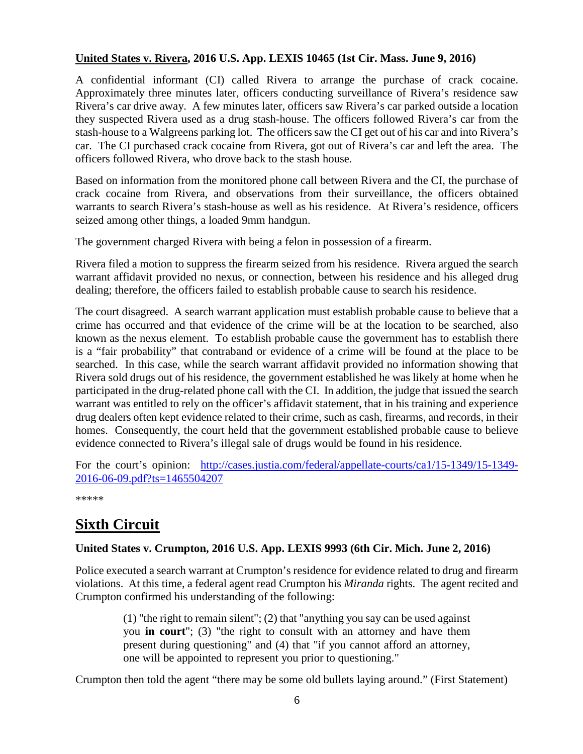**United States v. Rivera, 2016 U.S. App. LEXIS 10465 (1st Cir. Mass. June 9, 2016)**

A confidential informant (CI) called Rivera to arrange the purchase of crack cocaine. Approximately three minutes later, officers conducting surveillance of Rivera's residence saw Rivera's car drive away. A few minutes later, officers saw Rivera's car parked outside a location they suspected Rivera used as a drug stash-house. The officers followed Rivera's car from the stash-house to a Walgreens parking lot. The officers saw the CI get out of his car and into Rivera's car. The CI purchased crack cocaine from Rivera, got out of Rivera's car and left the area. The officers followed Rivera, who drove back to the stash house.

Based on information from the monitored phone call between Rivera and the CI, the purchase of crack cocaine from Rivera, and observations from their surveillance, the officers obtained warrants to search Rivera's stash-house as well as his residence. At Rivera's residence, officers seized among other things, a loaded 9mm handgun.

The government charged Rivera with being a felon in possession of a firearm.

Rivera filed a motion to suppress the firearm seized from his residence. Rivera argued the search warrant affidavit provided no nexus, or connection, between his residence and his alleged drug dealing; therefore, the officers failed to establish probable cause to search his residence.

The court disagreed. A search warrant application must establish probable cause to believe that a crime has occurred and that evidence of the crime will be at the location to be searched, also known as the nexus element. To establish probable cause the government has to establish there is a "fair probability" that contraband or evidence of a crime will be found at the place to be searched. In this case, while the search warrant affidavit provided no information showing that Rivera sold drugs out of his residence, the government established he was likely at home when he participated in the drug-related phone call with the CI. In addition, the judge that issued the search warrant was entitled to rely on the officer's affidavit statement, that in his training and experience drug dealers often kept evidence related to their crime, such as cash, firearms, and records, in their homes. Consequently, the court held that the government established probable cause to believe evidence connected to Rivera's illegal sale of drugs would be found in his residence.

For the court's opinion: [http://cases.justia.com/federal/appellate-courts/ca1/15-1349/15-1349-2016-06-09.pdf?ts=1465504207](http://cases.justia.com/federal/appellate-courts/ca1/15-1349/15-1349-2016-06-09.pdf?ts=1465504207)

*****

## Sixth Circuit

**United States v. Crumpton, 2016 U.S. App. LEXIS 9993 (6th Cir. Mich. June 2, 2016)**

Police executed a search warrant at Crumpton's residence for evidence related to drug and firearm violations. At this time, a federal agent read Crumpton his *Miranda* rights. The agent recited and Crumpton confirmed his understanding of the following:

> (1) "the right to remain silent"; (2) that "anything you say can be used against you **in court**"; (3) "the right to consult with an attorney and have them present during questioning" and (4) that "if you cannot afford an attorney, one will be appointed to represent you prior to questioning."

Crumpton then told the agent "there may be some old bullets laying around." (First Statement)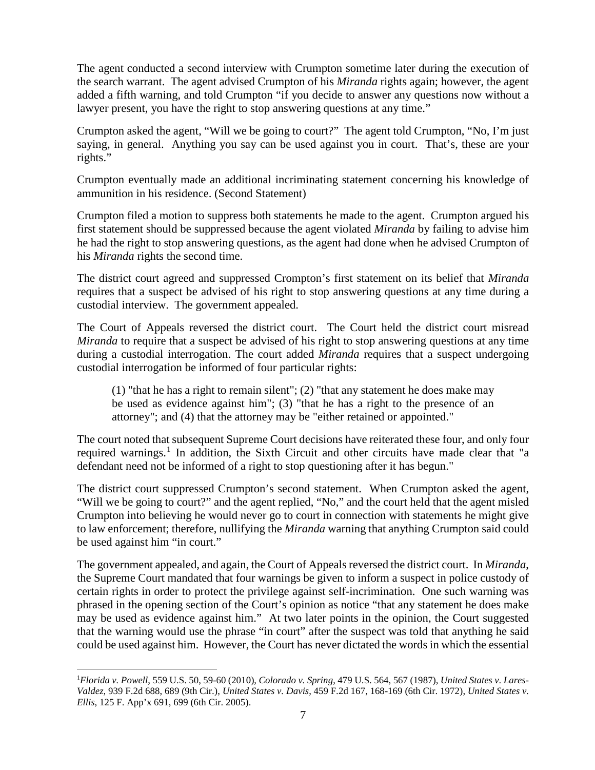The agent conducted a second interview with Crumpton sometime later during the execution of the search warrant. The agent advised Crumpton of his *Miranda* rights again; however, the agent added a fifth warning, and told Crumpton "if you decide to answer any questions now without a lawyer present, you have the right to stop answering questions at any time."

Crumpton asked the agent, "Will we be going to court?" The agent told Crumpton, "No, I'm just saying, in general. Anything you say can be used against you in court. That's, these are your rights."

Crumpton eventually made an additional incriminating statement concerning his knowledge of ammunition in his residence. (Second Statement)

Crumpton filed a motion to suppress both statements he made to the agent. Crumpton argued his first statement should be suppressed because the agent violated *Miranda* by failing to advise him he had the right to stop answering questions, as the agent had done when he advised Crumpton of his *Miranda* rights the second time.

The district court agreed and suppressed Crompton's first statement on its belief that *Miranda* requires that a suspect be advised of his right to stop answering questions at any time during a custodial interview. The government appealed.

The Court of Appeals reversed the district court. The Court held the district court misread *Miranda* to require that a suspect be advised of his right to stop answering questions at any time during a custodial interrogation. The court added *Miranda* requires that a suspect undergoing custodial interrogation be informed of four particular rights:

> (1) "that he has a right to remain silent"; (2) "that any statement he does make may be used as evidence against him"; (3) "that he has a right to the presence of an attorney"; and (4) that the attorney may be "either retained or appointed."

The court noted that subsequent Supreme Court decisions have reiterated these four, and only four required warnings.[1] In addition, the Sixth Circuit and other circuits have made clear that "a defendant need not be informed of a right to stop questioning after it has begun."

The district court suppressed Crumpton's second statement. When Crumpton asked the agent, "Will we be going to court?" and the agent replied, "No," and the court held that the agent misled Crumpton into believing he would never go to court in connection with statements he might give to law enforcement; therefore, nullifying the *Miranda* warning that anything Crumpton said could be used against him "in court."

The government appealed, and again, the Court of Appeals reversed the district court. In *Miranda*, the Supreme Court mandated that four warnings be given to inform a suspect in police custody of certain rights in order to protect the privilege against self-incrimination. One such warning was phrased in the opening section of the Court's opinion as notice "that any statement he does make may be used as evidence against him." At two later points in the opinion, the Court suggested that the warning would use the phrase "in court" after the suspect was told that anything he said could be used against him. However, the Court has never dictated the words in which the essential

---

[1] *Florida v. Powell*, 559 U.S. 50, 59-60 (2010), *Colorado v. Spring*, 479 U.S. 564, 567 (1987), *United States v. Lares-Valdez*, 939 F.2d 688, 689 (9th Cir.), *United States v. Davis*, 459 F.2d 167, 168-169 (6th Cir. 1972), *United States v. Ellis*, 125 F. App'x 691, 699 (6th Cir. 2005).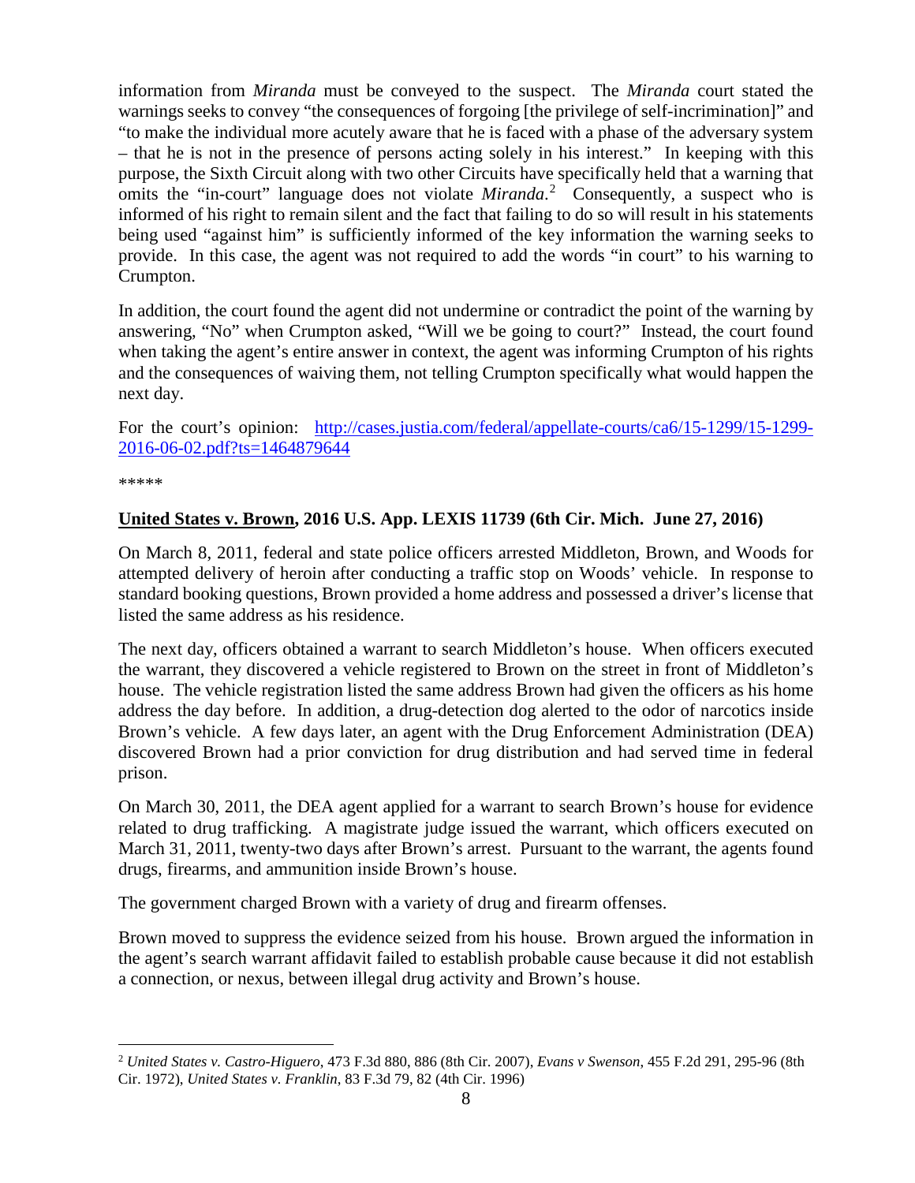information from *Miranda* must be conveyed to the suspect. The *Miranda* court stated the warnings seeks to convey "the consequences of forgoing [the privilege of self-incrimination]" and "to make the individual more acutely aware that he is faced with a phase of the adversary system – that he is not in the presence of persons acting solely in his interest." In keeping with this purpose, the Sixth Circuit along with two other Circuits have specifically held that a warning that omits the "in-court" language does not violate *Miranda*.[2] Consequently, a suspect who is informed of his right to remain silent and the fact that failing to do so will result in his statements being used "against him" is sufficiently informed of the key information the warning seeks to provide. In this case, the agent was not required to add the words "in court" to his warning to Crumpton.

In addition, the court found the agent did not undermine or contradict the point of the warning by answering, "No" when Crumpton asked, "Will we be going to court?" Instead, the court found when taking the agent's entire answer in context, the agent was informing Crumpton of his rights and the consequences of waiving them, not telling Crumpton specifically what would happen the next day.

For the court's opinion: [http://cases.justia.com/federal/appellate-courts/ca6/15-1299/15-1299-2016-06-02.pdf?ts=1464879644](http://cases.justia.com/federal/appellate-courts/ca6/15-1299/15-1299-2016-06-02.pdf?ts=1464879644)

*****

**United States v. Brown, 2016 U.S. App. LEXIS 11739 (6th Cir. Mich. June 27, 2016)**

On March 8, 2011, federal and state police officers arrested Middleton, Brown, and Woods for attempted delivery of heroin after conducting a traffic stop on Woods' vehicle. In response to standard booking questions, Brown provided a home address and possessed a driver's license that listed the same address as his residence.

The next day, officers obtained a warrant to search Middleton's house. When officers executed the warrant, they discovered a vehicle registered to Brown on the street in front of Middleton's house. The vehicle registration listed the same address Brown had given the officers as his home address the day before. In addition, a drug-detection dog alerted to the odor of narcotics inside Brown's vehicle. A few days later, an agent with the Drug Enforcement Administration (DEA) discovered Brown had a prior conviction for drug distribution and had served time in federal prison.

On March 30, 2011, the DEA agent applied for a warrant to search Brown's house for evidence related to drug trafficking. A magistrate judge issued the warrant, which officers executed on March 31, 2011, twenty-two days after Brown's arrest. Pursuant to the warrant, the agents found drugs, firearms, and ammunition inside Brown's house.

The government charged Brown with a variety of drug and firearm offenses.

Brown moved to suppress the evidence seized from his house. Brown argued the information in the agent's search warrant affidavit failed to establish probable cause because it did not establish a connection, or nexus, between illegal drug activity and Brown's house.

---

[2] *United States v. Castro-Higuero*, 473 F.3d 880, 886 (8th Cir. 2007), *Evans v Swenson*, 455 F.2d 291, 295-96 (8th Cir. 1972), *United States v. Franklin*, 83 F.3d 79, 82 (4th Cir. 1996)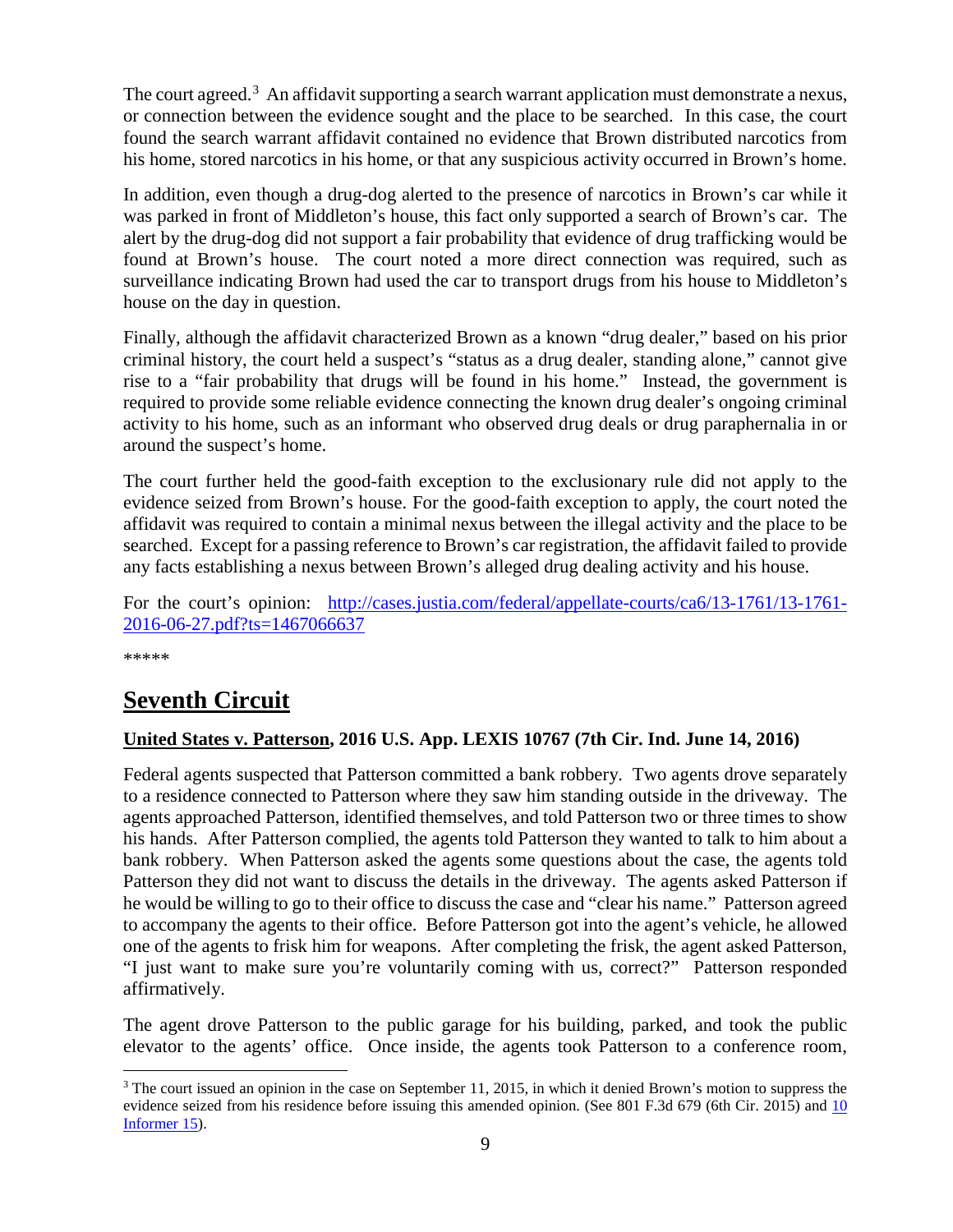The court agreed.[3] An affidavit supporting a search warrant application must demonstrate a nexus, or connection between the evidence sought and the place to be searched. In this case, the court found the search warrant affidavit contained no evidence that Brown distributed narcotics from his home, stored narcotics in his home, or that any suspicious activity occurred in Brown's home.

In addition, even though a drug-dog alerted to the presence of narcotics in Brown's car while it was parked in front of Middleton's house, this fact only supported a search of Brown's car. The alert by the drug-dog did not support a fair probability that evidence of drug trafficking would be found at Brown's house. The court noted a more direct connection was required, such as surveillance indicating Brown had used the car to transport drugs from his house to Middleton's house on the day in question.

Finally, although the affidavit characterized Brown as a known "drug dealer," based on his prior criminal history, the court held a suspect's "status as a drug dealer, standing alone," cannot give rise to a "fair probability that drugs will be found in his home." Instead, the government is required to provide some reliable evidence connecting the known drug dealer's ongoing criminal activity to his home, such as an informant who observed drug deals or drug paraphernalia in or around the suspect's home.

The court further held the good-faith exception to the exclusionary rule did not apply to the evidence seized from Brown's house. For the good-faith exception to apply, the court noted the affidavit was required to contain a minimal nexus between the illegal activity and the place to be searched. Except for a passing reference to Brown's car registration, the affidavit failed to provide any facts establishing a nexus between Brown's alleged drug dealing activity and his house.

For the court's opinion: [http://cases.justia.com/federal/appellate-courts/ca6/13-1761/13-1761-2016-06-27.pdf?ts=1467066637](http://cases.justia.com/federal/appellate-courts/ca6/13-1761/13-1761-2016-06-27.pdf?ts=1467066637)

*****

## Seventh Circuit

### United States v. Patterson, 2016 U.S. App. LEXIS 10767 (7th Cir. Ind. June 14, 2016)

Federal agents suspected that Patterson committed a bank robbery. Two agents drove separately to a residence connected to Patterson where they saw him standing outside in the driveway. The agents approached Patterson, identified themselves, and told Patterson two or three times to show his hands. After Patterson complied, the agents told Patterson they wanted to talk to him about a bank robbery. When Patterson asked the agents some questions about the case, the agents told Patterson they did not want to discuss the details in the driveway. The agents asked Patterson if he would be willing to go to their office to discuss the case and "clear his name." Patterson agreed to accompany the agents to their office. Before Patterson got into the agent's vehicle, he allowed one of the agents to frisk him for weapons. After completing the frisk, the agent asked Patterson, "I just want to make sure you're voluntarily coming with us, correct?" Patterson responded affirmatively.

The agent drove Patterson to the public garage for his building, parked, and took the public elevator to the agents' office. Once inside, the agents took Patterson to a conference room,

---

[3] The court issued an opinion in the case on September 11, 2015, in which it denied Brown's motion to suppress the evidence seized from his residence before issuing this amended opinion. (See 801 F.3d 679 (6th Cir. 2015) and 10 Informer 15).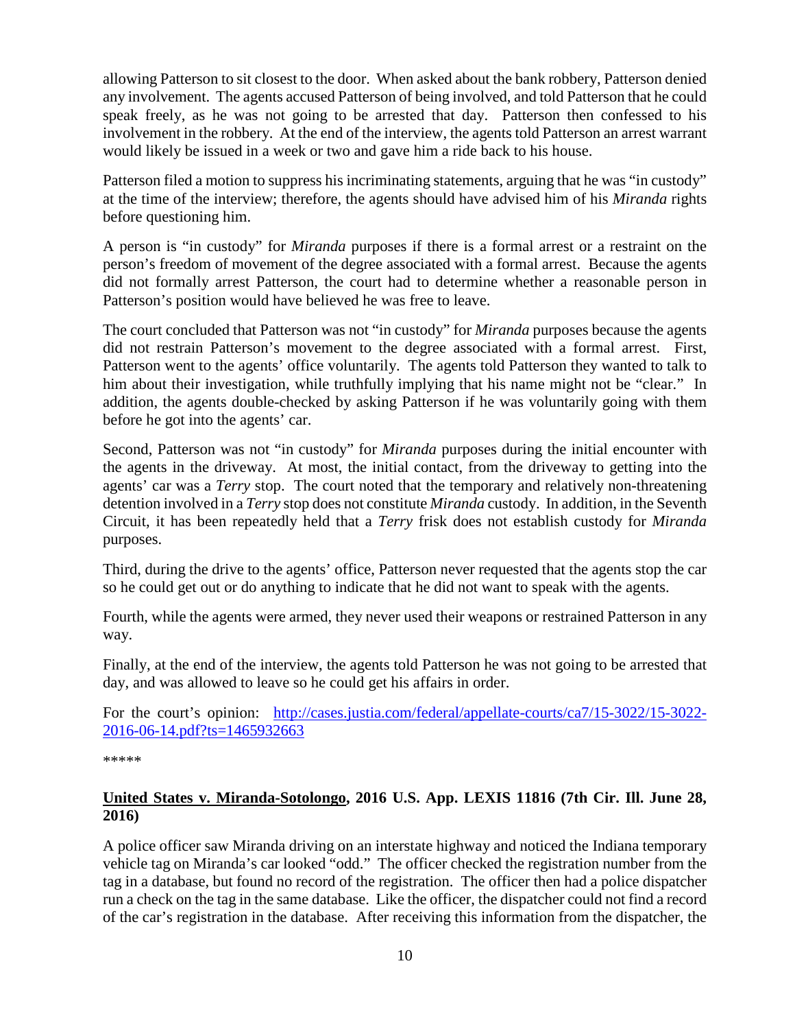allowing Patterson to sit closest to the door. When asked about the bank robbery, Patterson denied any involvement. The agents accused Patterson of being involved, and told Patterson that he could speak freely, as he was not going to be arrested that day. Patterson then confessed to his involvement in the robbery. At the end of the interview, the agents told Patterson an arrest warrant would likely be issued in a week or two and gave him a ride back to his house.

Patterson filed a motion to suppress his incriminating statements, arguing that he was "in custody" at the time of the interview; therefore, the agents should have advised him of his *Miranda* rights before questioning him.

A person is "in custody" for *Miranda* purposes if there is a formal arrest or a restraint on the person's freedom of movement of the degree associated with a formal arrest. Because the agents did not formally arrest Patterson, the court had to determine whether a reasonable person in Patterson's position would have believed he was free to leave.

The court concluded that Patterson was not "in custody" for *Miranda* purposes because the agents did not restrain Patterson's movement to the degree associated with a formal arrest. First, Patterson went to the agents' office voluntarily. The agents told Patterson they wanted to talk to him about their investigation, while truthfully implying that his name might not be "clear." In addition, the agents double-checked by asking Patterson if he was voluntarily going with them before he got into the agents' car.

Second, Patterson was not "in custody" for *Miranda* purposes during the initial encounter with the agents in the driveway. At most, the initial contact, from the driveway to getting into the agents' car was a *Terry* stop. The court noted that the temporary and relatively non-threatening detention involved in a *Terry* stop does not constitute *Miranda* custody. In addition, in the Seventh Circuit, it has been repeatedly held that a *Terry* frisk does not establish custody for *Miranda* purposes.

Third, during the drive to the agents' office, Patterson never requested that the agents stop the car so he could get out or do anything to indicate that he did not want to speak with the agents.

Fourth, while the agents were armed, they never used their weapons or restrained Patterson in any way.

Finally, at the end of the interview, the agents told Patterson he was not going to be arrested that day, and was allowed to leave so he could get his affairs in order.

For the court's opinion: [http://cases.justia.com/federal/appellate-courts/ca7/15-3022/15-3022-2016-06-14.pdf?ts=1465932663](http://cases.justia.com/federal/appellate-courts/ca7/15-3022/15-3022-2016-06-14.pdf?ts=1465932663)

*****

**United States v. Miranda-Sotolongo, 2016 U.S. App. LEXIS 11816 (7th Cir. Ill. June 28, 2016)**

A police officer saw Miranda driving on an interstate highway and noticed the Indiana temporary vehicle tag on Miranda's car looked "odd." The officer checked the registration number from the tag in a database, but found no record of the registration. The officer then had a police dispatcher run a check on the tag in the same database. Like the officer, the dispatcher could not find a record of the car's registration in the database. After receiving this information from the dispatcher, the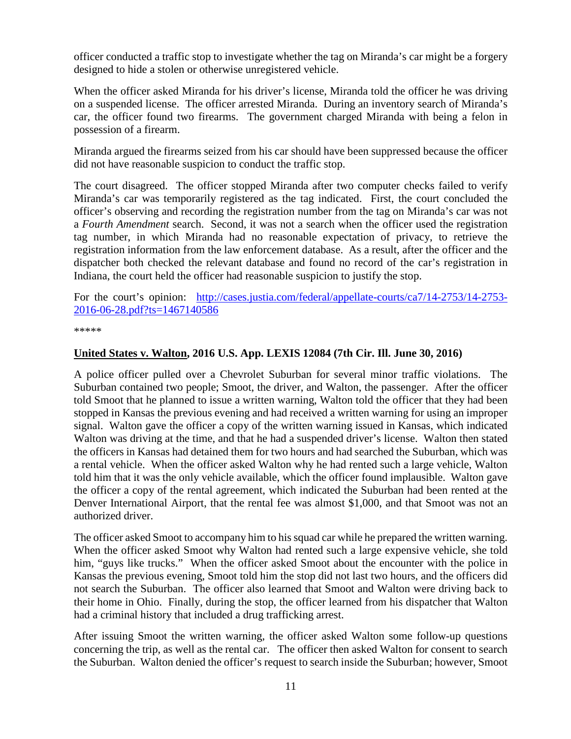officer conducted a traffic stop to investigate whether the tag on Miranda's car might be a forgery designed to hide a stolen or otherwise unregistered vehicle.

When the officer asked Miranda for his driver's license, Miranda told the officer he was driving on a suspended license. The officer arrested Miranda. During an inventory search of Miranda's car, the officer found two firearms. The government charged Miranda with being a felon in possession of a firearm.

Miranda argued the firearms seized from his car should have been suppressed because the officer did not have reasonable suspicion to conduct the traffic stop.

The court disagreed. The officer stopped Miranda after two computer checks failed to verify Miranda's car was temporarily registered as the tag indicated. First, the court concluded the officer's observing and recording the registration number from the tag on Miranda's car was not a *Fourth Amendment* search. Second, it was not a search when the officer used the registration tag number, in which Miranda had no reasonable expectation of privacy, to retrieve the registration information from the law enforcement database. As a result, after the officer and the dispatcher both checked the relevant database and found no record of the car's registration in Indiana, the court held the officer had reasonable suspicion to justify the stop.

For the court's opinion: [http://cases.justia.com/federal/appellate-courts/ca7/14-2753/14-2753-2016-06-28.pdf?ts=1467140586](http://cases.justia.com/federal/appellate-courts/ca7/14-2753/14-2753-2016-06-28.pdf?ts=1467140586)

*****

**United States v. Walton, 2016 U.S. App. LEXIS 12084 (7th Cir. Ill. June 30, 2016)**

A police officer pulled over a Chevrolet Suburban for several minor traffic violations. The Suburban contained two people; Smoot, the driver, and Walton, the passenger. After the officer told Smoot that he planned to issue a written warning, Walton told the officer that they had been stopped in Kansas the previous evening and had received a written warning for using an improper signal. Walton gave the officer a copy of the written warning issued in Kansas, which indicated Walton was driving at the time, and that he had a suspended driver's license. Walton then stated the officers in Kansas had detained them for two hours and had searched the Suburban, which was a rental vehicle. When the officer asked Walton why he had rented such a large vehicle, Walton told him that it was the only vehicle available, which the officer found implausible. Walton gave the officer a copy of the rental agreement, which indicated the Suburban had been rented at the Denver International Airport, that the rental fee was almost $1,000, and that Smoot was not an authorized driver.

The officer asked Smoot to accompany him to his squad car while he prepared the written warning. When the officer asked Smoot why Walton had rented such a large expensive vehicle, she told him, "guys like trucks." When the officer asked Smoot about the encounter with the police in Kansas the previous evening, Smoot told him the stop did not last two hours, and the officers did not search the Suburban. The officer also learned that Smoot and Walton were driving back to their home in Ohio. Finally, during the stop, the officer learned from his dispatcher that Walton had a criminal history that included a drug trafficking arrest.

After issuing Smoot the written warning, the officer asked Walton some follow-up questions concerning the trip, as well as the rental car. The officer then asked Walton for consent to search the Suburban. Walton denied the officer's request to search inside the Suburban; however, Smoot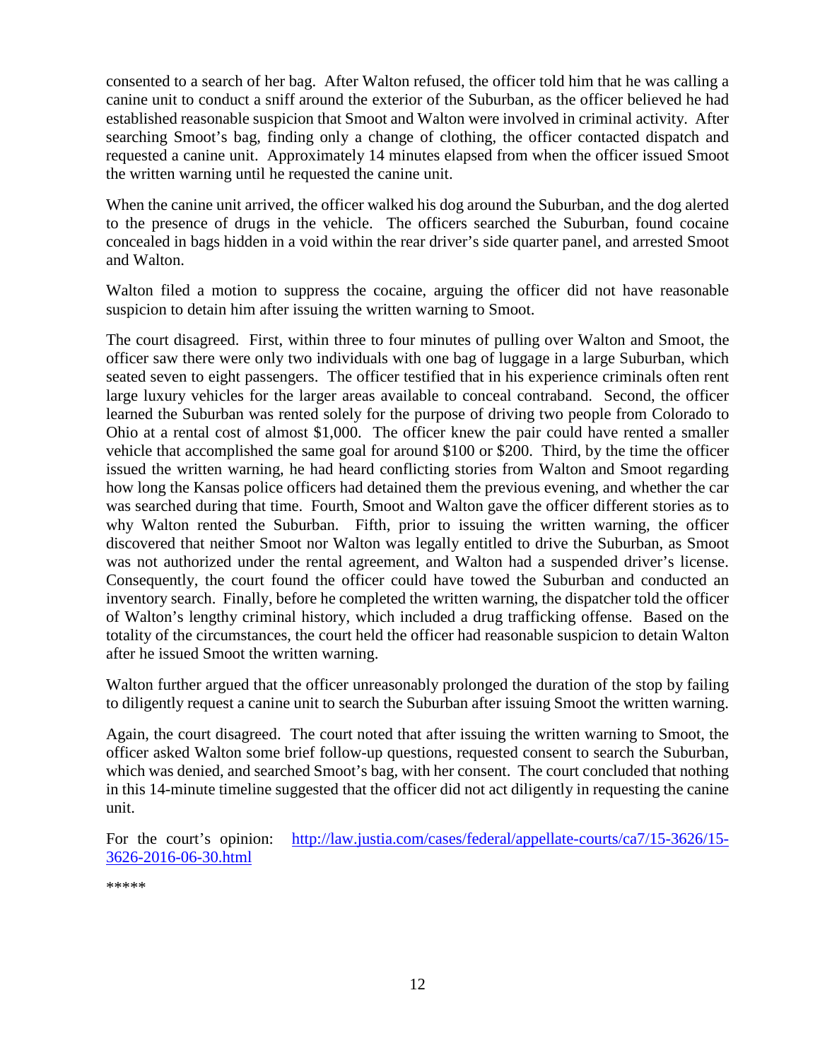consented to a search of her bag. After Walton refused, the officer told him that he was calling a canine unit to conduct a sniff around the exterior of the Suburban, as the officer believed he had established reasonable suspicion that Smoot and Walton were involved in criminal activity. After searching Smoot's bag, finding only a change of clothing, the officer contacted dispatch and requested a canine unit. Approximately 14 minutes elapsed from when the officer issued Smoot the written warning until he requested the canine unit.

When the canine unit arrived, the officer walked his dog around the Suburban, and the dog alerted to the presence of drugs in the vehicle. The officers searched the Suburban, found cocaine concealed in bags hidden in a void within the rear driver's side quarter panel, and arrested Smoot and Walton.

Walton filed a motion to suppress the cocaine, arguing the officer did not have reasonable suspicion to detain him after issuing the written warning to Smoot.

The court disagreed. First, within three to four minutes of pulling over Walton and Smoot, the officer saw there were only two individuals with one bag of luggage in a large Suburban, which seated seven to eight passengers. The officer testified that in his experience criminals often rent large luxury vehicles for the larger areas available to conceal contraband. Second, the officer learned the Suburban was rented solely for the purpose of driving two people from Colorado to Ohio at a rental cost of almost $1,000. The officer knew the pair could have rented a smaller vehicle that accomplished the same goal for around $100 or $200. Third, by the time the officer issued the written warning, he had heard conflicting stories from Walton and Smoot regarding how long the Kansas police officers had detained them the previous evening, and whether the car was searched during that time. Fourth, Smoot and Walton gave the officer different stories as to why Walton rented the Suburban. Fifth, prior to issuing the written warning, the officer discovered that neither Smoot nor Walton was legally entitled to drive the Suburban, as Smoot was not authorized under the rental agreement, and Walton had a suspended driver's license. Consequently, the court found the officer could have towed the Suburban and conducted an inventory search. Finally, before he completed the written warning, the dispatcher told the officer of Walton's lengthy criminal history, which included a drug trafficking offense. Based on the totality of the circumstances, the court held the officer had reasonable suspicion to detain Walton after he issued Smoot the written warning.

Walton further argued that the officer unreasonably prolonged the duration of the stop by failing to diligently request a canine unit to search the Suburban after issuing Smoot the written warning.

Again, the court disagreed. The court noted that after issuing the written warning to Smoot, the officer asked Walton some brief follow-up questions, requested consent to search the Suburban, which was denied, and searched Smoot's bag, with her consent. The court concluded that nothing in this 14-minute timeline suggested that the officer did not act diligently in requesting the canine unit.

For the court's opinion: [http://law.justia.com/cases/federal/appellate-courts/ca7/15-3626/15-3626-2016-06-30.html](http://law.justia.com/cases/federal/appellate-courts/ca7/15-3626/15-3626-2016-06-30.html)

*****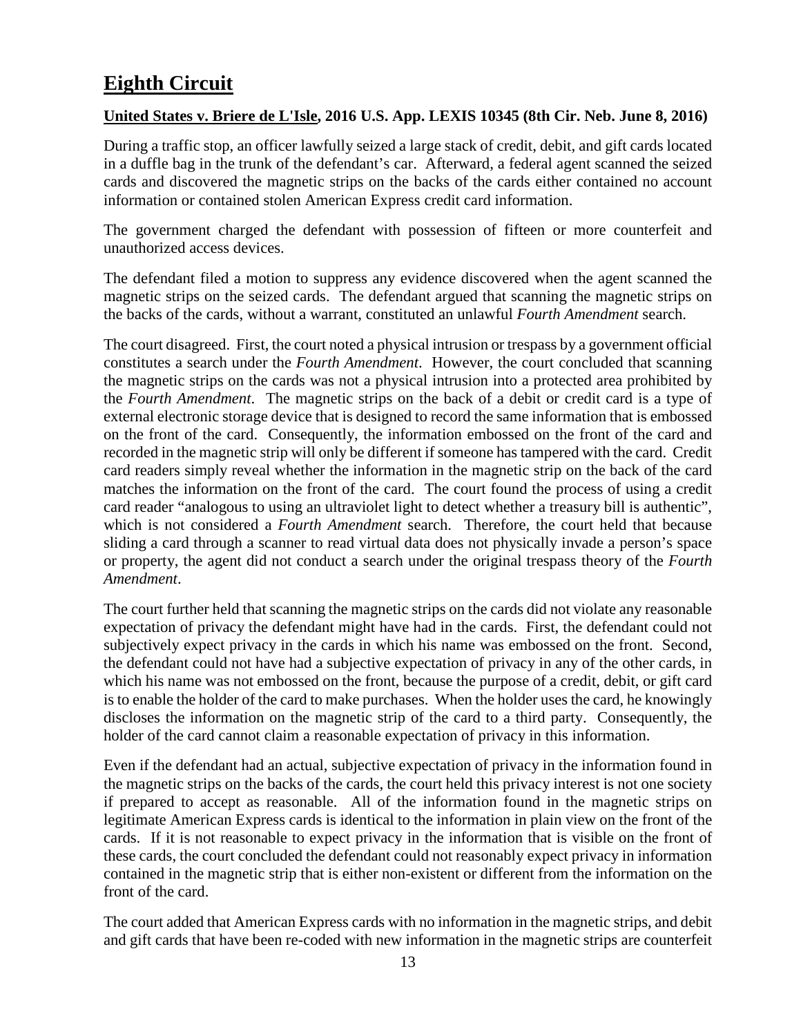# Eighth Circuit

**United States v. Briere de L'Isle, 2016 U.S. App. LEXIS 10345 (8th Cir. Neb. June 8, 2016)**

During a traffic stop, an officer lawfully seized a large stack of credit, debit, and gift cards located in a duffle bag in the trunk of the defendant's car. Afterward, a federal agent scanned the seized cards and discovered the magnetic strips on the backs of the cards either contained no account information or contained stolen American Express credit card information.

The government charged the defendant with possession of fifteen or more counterfeit and unauthorized access devices.

The defendant filed a motion to suppress any evidence discovered when the agent scanned the magnetic strips on the seized cards. The defendant argued that scanning the magnetic strips on the backs of the cards, without a warrant, constituted an unlawful *Fourth Amendment* search.

The court disagreed. First, the court noted a physical intrusion or trespass by a government official constitutes a search under the *Fourth Amendment*. However, the court concluded that scanning the magnetic strips on the cards was not a physical intrusion into a protected area prohibited by the *Fourth Amendment*. The magnetic strips on the back of a debit or credit card is a type of external electronic storage device that is designed to record the same information that is embossed on the front of the card. Consequently, the information embossed on the front of the card and recorded in the magnetic strip will only be different if someone has tampered with the card. Credit card readers simply reveal whether the information in the magnetic strip on the back of the card matches the information on the front of the card. The court found the process of using a credit card reader "analogous to using an ultraviolet light to detect whether a treasury bill is authentic", which is not considered a *Fourth Amendment* search. Therefore, the court held that because sliding a card through a scanner to read virtual data does not physically invade a person's space or property, the agent did not conduct a search under the original trespass theory of the *Fourth Amendment*.

The court further held that scanning the magnetic strips on the cards did not violate any reasonable expectation of privacy the defendant might have had in the cards. First, the defendant could not subjectively expect privacy in the cards in which his name was embossed on the front. Second, the defendant could not have had a subjective expectation of privacy in any of the other cards, in which his name was not embossed on the front, because the purpose of a credit, debit, or gift card is to enable the holder of the card to make purchases. When the holder uses the card, he knowingly discloses the information on the magnetic strip of the card to a third party. Consequently, the holder of the card cannot claim a reasonable expectation of privacy in this information.

Even if the defendant had an actual, subjective expectation of privacy in the information found in the magnetic strips on the backs of the cards, the court held this privacy interest is not one society if prepared to accept as reasonable. All of the information found in the magnetic strips on legitimate American Express cards is identical to the information in plain view on the front of the cards. If it is not reasonable to expect privacy in the information that is visible on the front of these cards, the court concluded the defendant could not reasonably expect privacy in information contained in the magnetic strip that is either non-existent or different from the information on the front of the card.

The court added that American Express cards with no information in the magnetic strips, and debit and gift cards that have been re-coded with new information in the magnetic strips are counterfeit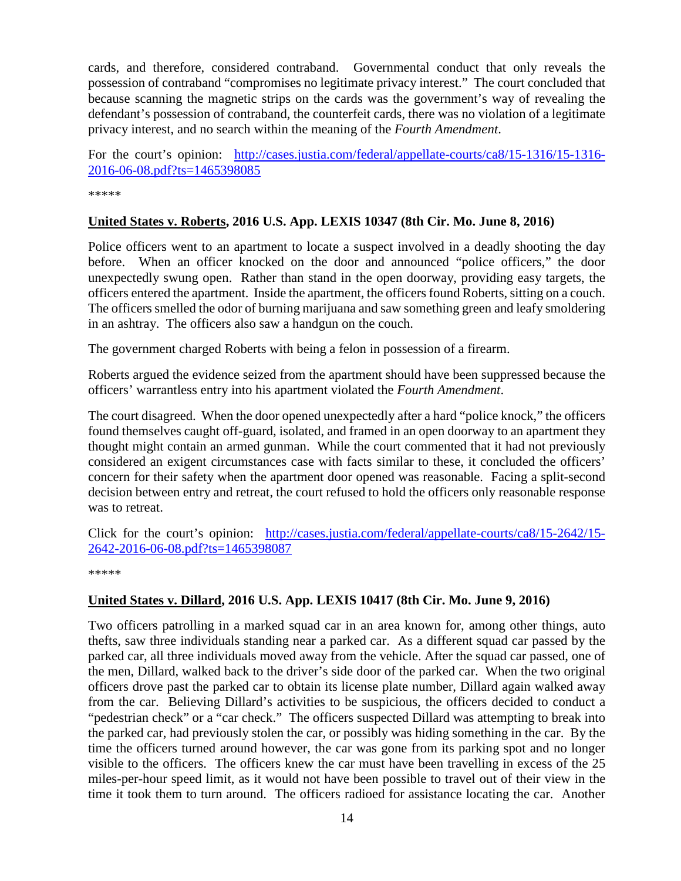cards, and therefore, considered contraband. Governmental conduct that only reveals the possession of contraband "compromises no legitimate privacy interest." The court concluded that because scanning the magnetic strips on the cards was the government's way of revealing the defendant's possession of contraband, the counterfeit cards, there was no violation of a legitimate privacy interest, and no search within the meaning of the *Fourth Amendment*.

For the court's opinion: [http://cases.justia.com/federal/appellate-courts/ca8/15-1316/15-1316-2016-06-08.pdf?ts=1465398085](http://cases.justia.com/federal/appellate-courts/ca8/15-1316/15-1316-2016-06-08.pdf?ts=1465398085)

*****

**United States v. Roberts, 2016 U.S. App. LEXIS 10347 (8th Cir. Mo. June 8, 2016)**

Police officers went to an apartment to locate a suspect involved in a deadly shooting the day before. When an officer knocked on the door and announced "police officers," the door unexpectedly swung open. Rather than stand in the open doorway, providing easy targets, the officers entered the apartment. Inside the apartment, the officers found Roberts, sitting on a couch. The officers smelled the odor of burning marijuana and saw something green and leafy smoldering in an ashtray. The officers also saw a handgun on the couch.

The government charged Roberts with being a felon in possession of a firearm.

Roberts argued the evidence seized from the apartment should have been suppressed because the officers' warrantless entry into his apartment violated the *Fourth Amendment*.

The court disagreed. When the door opened unexpectedly after a hard "police knock," the officers found themselves caught off-guard, isolated, and framed in an open doorway to an apartment they thought might contain an armed gunman. While the court commented that it had not previously considered an exigent circumstances case with facts similar to these, it concluded the officers' concern for their safety when the apartment door opened was reasonable. Facing a split-second decision between entry and retreat, the court refused to hold the officers only reasonable response was to retreat.

Click for the court's opinion: [http://cases.justia.com/federal/appellate-courts/ca8/15-2642/15-2642-2016-06-08.pdf?ts=1465398087](http://cases.justia.com/federal/appellate-courts/ca8/15-2642/15-2642-2016-06-08.pdf?ts=1465398087)

*****

**United States v. Dillard, 2016 U.S. App. LEXIS 10417 (8th Cir. Mo. June 9, 2016)**

Two officers patrolling in a marked squad car in an area known for, among other things, auto thefts, saw three individuals standing near a parked car. As a different squad car passed by the parked car, all three individuals moved away from the vehicle. After the squad car passed, one of the men, Dillard, walked back to the driver's side door of the parked car. When the two original officers drove past the parked car to obtain its license plate number, Dillard again walked away from the car. Believing Dillard's activities to be suspicious, the officers decided to conduct a "pedestrian check" or a "car check." The officers suspected Dillard was attempting to break into the parked car, had previously stolen the car, or possibly was hiding something in the car. By the time the officers turned around however, the car was gone from its parking spot and no longer visible to the officers. The officers knew the car must have been travelling in excess of the 25 miles-per-hour speed limit, as it would not have been possible to travel out of their view in the time it took them to turn around. The officers radioed for assistance locating the car. Another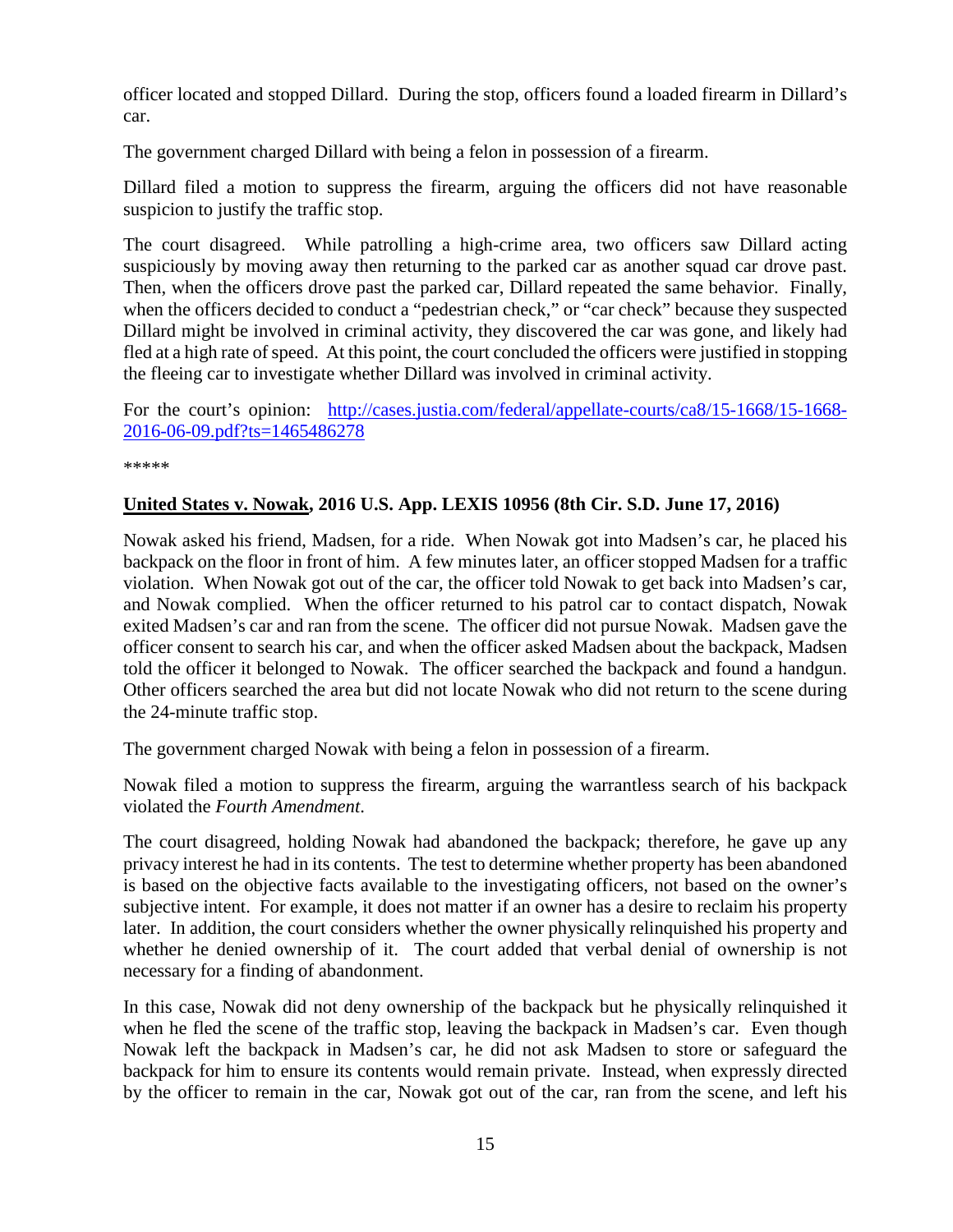officer located and stopped Dillard. During the stop, officers found a loaded firearm in Dillard's car.

The government charged Dillard with being a felon in possession of a firearm.

Dillard filed a motion to suppress the firearm, arguing the officers did not have reasonable suspicion to justify the traffic stop.

The court disagreed. While patrolling a high-crime area, two officers saw Dillard acting suspiciously by moving away then returning to the parked car as another squad car drove past. Then, when the officers drove past the parked car, Dillard repeated the same behavior. Finally, when the officers decided to conduct a "pedestrian check," or "car check" because they suspected Dillard might be involved in criminal activity, they discovered the car was gone, and likely had fled at a high rate of speed. At this point, the court concluded the officers were justified in stopping the fleeing car to investigate whether Dillard was involved in criminal activity.

For the court's opinion: [http://cases.justia.com/federal/appellate-courts/ca8/15-1668/15-1668-2016-06-09.pdf?ts=1465486278](http://cases.justia.com/federal/appellate-courts/ca8/15-1668/15-1668-2016-06-09.pdf?ts=1465486278)

*****

**United States v. Nowak, 2016 U.S. App. LEXIS 10956 (8th Cir. S.D. June 17, 2016)**

Nowak asked his friend, Madsen, for a ride. When Nowak got into Madsen's car, he placed his backpack on the floor in front of him. A few minutes later, an officer stopped Madsen for a traffic violation. When Nowak got out of the car, the officer told Nowak to get back into Madsen's car, and Nowak complied. When the officer returned to his patrol car to contact dispatch, Nowak exited Madsen's car and ran from the scene. The officer did not pursue Nowak. Madsen gave the officer consent to search his car, and when the officer asked Madsen about the backpack, Madsen told the officer it belonged to Nowak. The officer searched the backpack and found a handgun. Other officers searched the area but did not locate Nowak who did not return to the scene during the 24-minute traffic stop.

The government charged Nowak with being a felon in possession of a firearm.

Nowak filed a motion to suppress the firearm, arguing the warrantless search of his backpack violated the *Fourth Amendment*.

The court disagreed, holding Nowak had abandoned the backpack; therefore, he gave up any privacy interest he had in its contents. The test to determine whether property has been abandoned is based on the objective facts available to the investigating officers, not based on the owner's subjective intent. For example, it does not matter if an owner has a desire to reclaim his property later. In addition, the court considers whether the owner physically relinquished his property and whether he denied ownership of it. The court added that verbal denial of ownership is not necessary for a finding of abandonment.

In this case, Nowak did not deny ownership of the backpack but he physically relinquished it when he fled the scene of the traffic stop, leaving the backpack in Madsen's car. Even though Nowak left the backpack in Madsen's car, he did not ask Madsen to store or safeguard the backpack for him to ensure its contents would remain private. Instead, when expressly directed by the officer to remain in the car, Nowak got out of the car, ran from the scene, and left his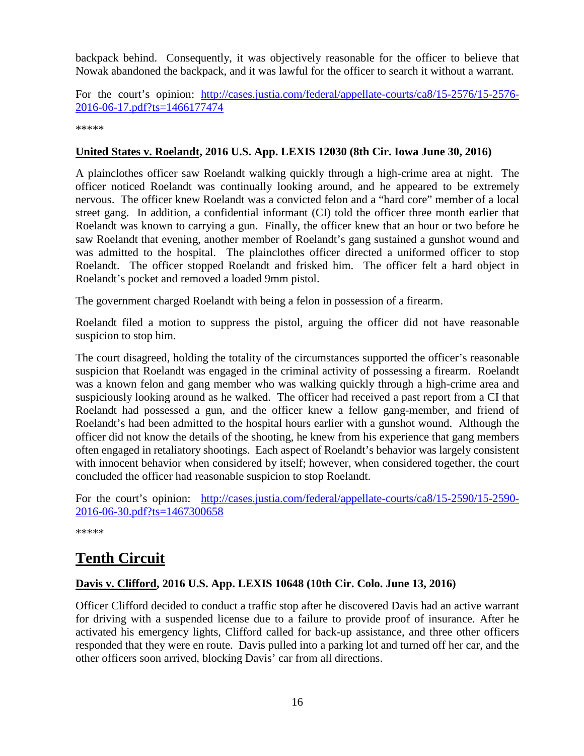backpack behind. Consequently, it was objectively reasonable for the officer to believe that Nowak abandoned the backpack, and it was lawful for the officer to search it without a warrant.

For the court's opinion: [http://cases.justia.com/federal/appellate-courts/ca8/15-2576/15-2576-2016-06-17.pdf?ts=1466177474](http://cases.justia.com/federal/appellate-courts/ca8/15-2576/15-2576-2016-06-17.pdf?ts=1466177474)

*****

**United States v. Roelandt, 2016 U.S. App. LEXIS 12030 (8th Cir. Iowa June 30, 2016)**

A plainclothes officer saw Roelandt walking quickly through a high-crime area at night. The officer noticed Roelandt was continually looking around, and he appeared to be extremely nervous. The officer knew Roelandt was a convicted felon and a "hard core" member of a local street gang. In addition, a confidential informant (CI) told the officer three month earlier that Roelandt was known to carrying a gun. Finally, the officer knew that an hour or two before he saw Roelandt that evening, another member of Roelandt's gang sustained a gunshot wound and was admitted to the hospital. The plainclothes officer directed a uniformed officer to stop Roelandt. The officer stopped Roelandt and frisked him. The officer felt a hard object in Roelandt's pocket and removed a loaded 9mm pistol.

The government charged Roelandt with being a felon in possession of a firearm.

Roelandt filed a motion to suppress the pistol, arguing the officer did not have reasonable suspicion to stop him.

The court disagreed, holding the totality of the circumstances supported the officer's reasonable suspicion that Roelandt was engaged in the criminal activity of possessing a firearm. Roelandt was a known felon and gang member who was walking quickly through a high-crime area and suspiciously looking around as he walked. The officer had received a past report from a CI that Roelandt had possessed a gun, and the officer knew a fellow gang-member, and friend of Roelandt's had been admitted to the hospital hours earlier with a gunshot wound. Although the officer did not know the details of the shooting, he knew from his experience that gang members often engaged in retaliatory shootings. Each aspect of Roelandt's behavior was largely consistent with innocent behavior when considered by itself; however, when considered together, the court concluded the officer had reasonable suspicion to stop Roelandt.

For the court's opinion: [http://cases.justia.com/federal/appellate-courts/ca8/15-2590/15-2590-2016-06-30.pdf?ts=1467300658](http://cases.justia.com/federal/appellate-courts/ca8/15-2590/15-2590-2016-06-30.pdf?ts=1467300658)

*****

## Tenth Circuit

**Davis v. Clifford, 2016 U.S. App. LEXIS 10648 (10th Cir. Colo. June 13, 2016)**

Officer Clifford decided to conduct a traffic stop after he discovered Davis had an active warrant for driving with a suspended license due to a failure to provide proof of insurance. After he activated his emergency lights, Clifford called for back-up assistance, and three other officers responded that they were en route. Davis pulled into a parking lot and turned off her car, and the other officers soon arrived, blocking Davis' car from all directions.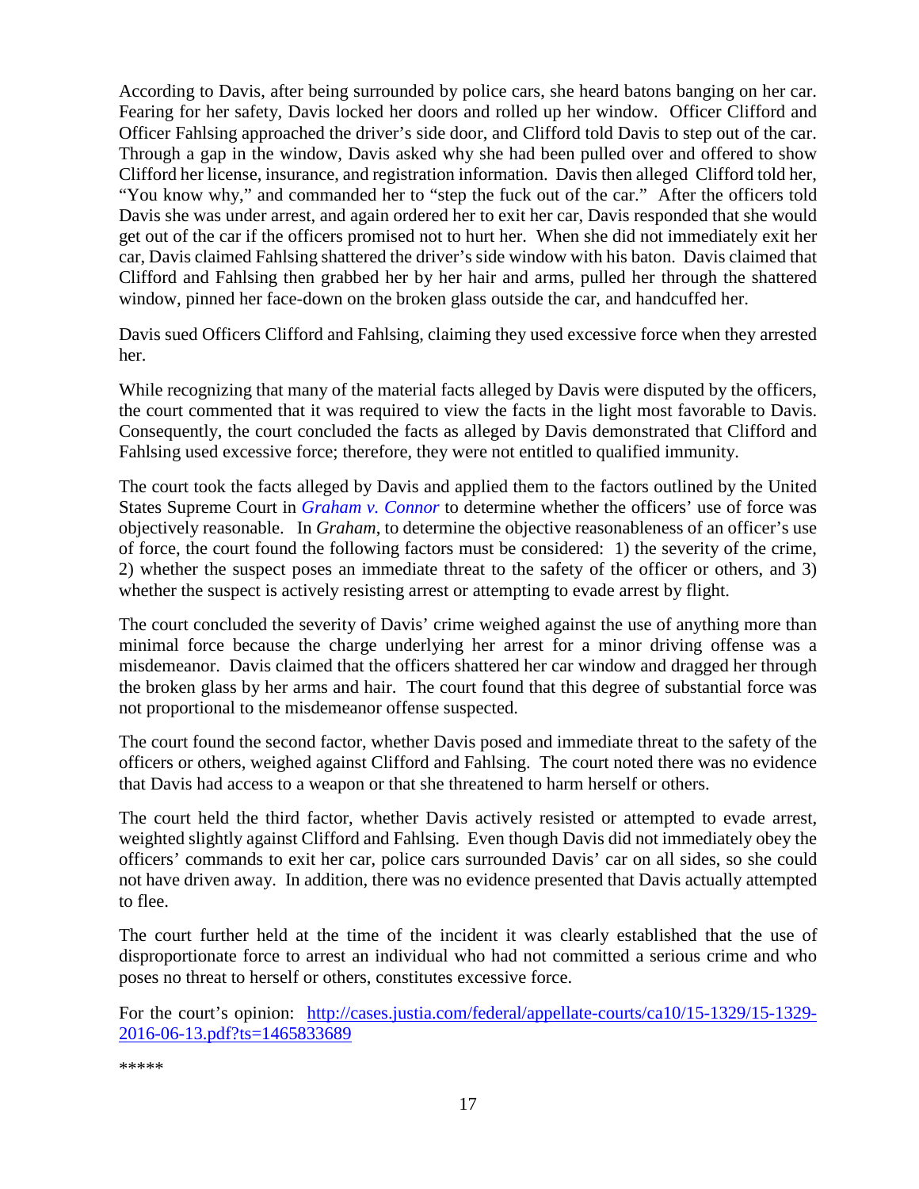According to Davis, after being surrounded by police cars, she heard batons banging on her car. Fearing for her safety, Davis locked her doors and rolled up her window. Officer Clifford and Officer Fahlsing approached the driver's side door, and Clifford told Davis to step out of the car. Through a gap in the window, Davis asked why she had been pulled over and offered to show Clifford her license, insurance, and registration information. Davis then alleged Clifford told her, "You know why," and commanded her to "step the fuck out of the car." After the officers told Davis she was under arrest, and again ordered her to exit her car, Davis responded that she would get out of the car if the officers promised not to hurt her. When she did not immediately exit her car, Davis claimed Fahlsing shattered the driver's side window with his baton. Davis claimed that Clifford and Fahlsing then grabbed her by her hair and arms, pulled her through the shattered window, pinned her face-down on the broken glass outside the car, and handcuffed her.

Davis sued Officers Clifford and Fahlsing, claiming they used excessive force when they arrested her.

While recognizing that many of the material facts alleged by Davis were disputed by the officers, the court commented that it was required to view the facts in the light most favorable to Davis. Consequently, the court concluded the facts as alleged by Davis demonstrated that Clifford and Fahlsing used excessive force; therefore, they were not entitled to qualified immunity.

The court took the facts alleged by Davis and applied them to the factors outlined by the United States Supreme Court in *Graham v. Connor* to determine whether the officers' use of force was objectively reasonable. In *Graham*, to determine the objective reasonableness of an officer's use of force, the court found the following factors must be considered: 1) the severity of the crime, 2) whether the suspect poses an immediate threat to the safety of the officer or others, and 3) whether the suspect is actively resisting arrest or attempting to evade arrest by flight.

The court concluded the severity of Davis' crime weighed against the use of anything more than minimal force because the charge underlying her arrest for a minor driving offense was a misdemeanor. Davis claimed that the officers shattered her car window and dragged her through the broken glass by her arms and hair. The court found that this degree of substantial force was not proportional to the misdemeanor offense suspected.

The court found the second factor, whether Davis posed and immediate threat to the safety of the officers or others, weighed against Clifford and Fahlsing. The court noted there was no evidence that Davis had access to a weapon or that she threatened to harm herself or others.

The court held the third factor, whether Davis actively resisted or attempted to evade arrest, weighted slightly against Clifford and Fahlsing. Even though Davis did not immediately obey the officers' commands to exit her car, police cars surrounded Davis' car on all sides, so she could not have driven away. In addition, there was no evidence presented that Davis actually attempted to flee.

The court further held at the time of the incident it was clearly established that the use of disproportionate force to arrest an individual who had not committed a serious crime and who poses no threat to herself or others, constitutes excessive force.

For the court's opinion: [http://cases.justia.com/federal/appellate-courts/ca10/15-1329/15-1329-2016-06-13.pdf?ts=1465833689](http://cases.justia.com/federal/appellate-courts/ca10/15-1329/15-1329-2016-06-13.pdf?ts=1465833689)

*****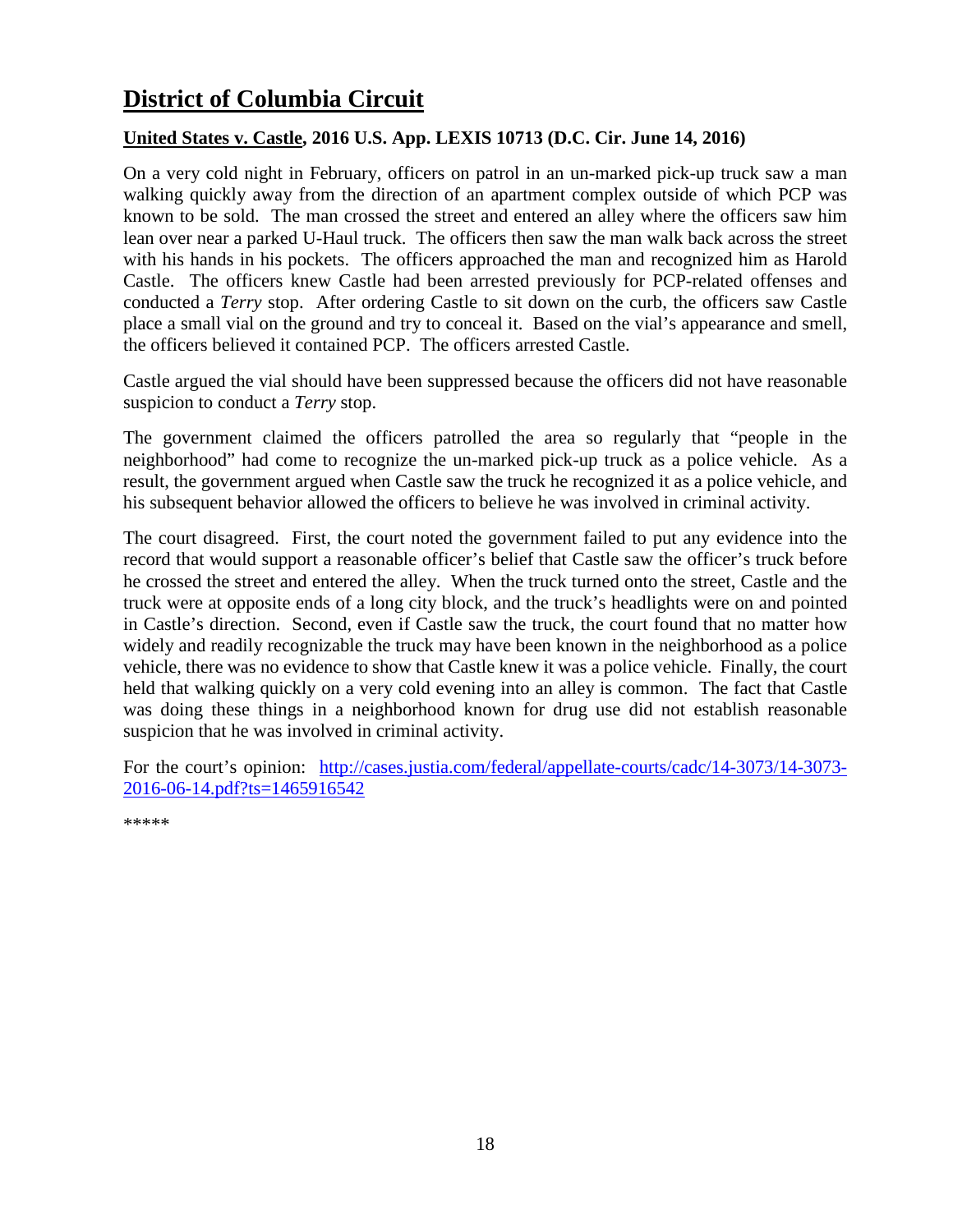# District of Columbia Circuit

## United States v. Castle, 2016 U.S. App. LEXIS 10713 (D.C. Cir. June 14, 2016)

On a very cold night in February, officers on patrol in an un-marked pick-up truck saw a man walking quickly away from the direction of an apartment complex outside of which PCP was known to be sold. The man crossed the street and entered an alley where the officers saw him lean over near a parked U-Haul truck. The officers then saw the man walk back across the street with his hands in his pockets. The officers approached the man and recognized him as Harold Castle. The officers knew Castle had been arrested previously for PCP-related offenses and conducted a *Terry* stop. After ordering Castle to sit down on the curb, the officers saw Castle place a small vial on the ground and try to conceal it. Based on the vial's appearance and smell, the officers believed it contained PCP. The officers arrested Castle.

Castle argued the vial should have been suppressed because the officers did not have reasonable suspicion to conduct a *Terry* stop.

The government claimed the officers patrolled the area so regularly that "people in the neighborhood" had come to recognize the un-marked pick-up truck as a police vehicle. As a result, the government argued when Castle saw the truck he recognized it as a police vehicle, and his subsequent behavior allowed the officers to believe he was involved in criminal activity.

The court disagreed. First, the court noted the government failed to put any evidence into the record that would support a reasonable officer's belief that Castle saw the officer's truck before he crossed the street and entered the alley. When the truck turned onto the street, Castle and the truck were at opposite ends of a long city block, and the truck's headlights were on and pointed in Castle's direction. Second, even if Castle saw the truck, the court found that no matter how widely and readily recognizable the truck may have been known in the neighborhood as a police vehicle, there was no evidence to show that Castle knew it was a police vehicle. Finally, the court held that walking quickly on a very cold evening into an alley is common. The fact that Castle was doing these things in a neighborhood known for drug use did not establish reasonable suspicion that he was involved in criminal activity.

For the court's opinion: http://cases.justia.com/federal/appellate-courts/cadc/14-3073/14-3073-2016-06-14.pdf?ts=1465916542

*****